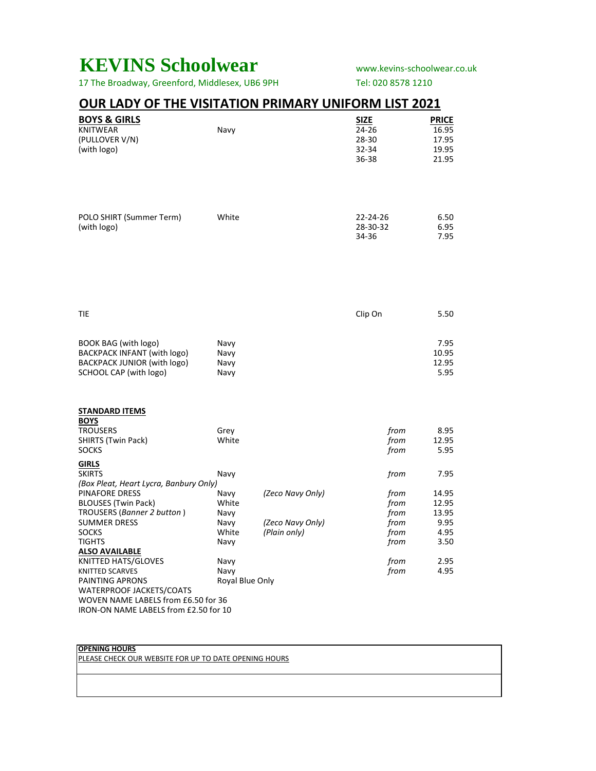# KEVINS Schoolwear

17 The Broadway, Greenford, Middlesex, UB6 9PH

www.kevins-schoolwear.co.uk

Tel: 020 8578 1210

## OUR LADY OF THE VISITATION PRIMARY UNIFORM LIST 2021

| BOYS & GIRLS | | | SIZE | PRICE |
|---|---|---|---|---|
| KNITWEAR (PULLOVER V/N) (with logo) | Navy | | 24-26 | 16.95 |
| | | | 28-30 | 17.95 |
| | | | 32-34 | 19.95 |
| | | | 36-38 | 21.95 |
| POLO SHIRT (Summer Term) (with logo) | White | | 22-24-26 | 6.50 |
| | | | 28-30-32 | 6.95 |
| | | | 34-36 | 7.95 |
| TIE | | | Clip On | 5.50 |
| BOOK BAG (with logo) | Navy | | | 7.95 |
| BACKPACK INFANT (with logo) | Navy | | | 10.95 |
| BACKPACK JUNIOR (with logo) | Navy | | | 12.95 |
| SCHOOL CAP (with logo) | Navy | | | 5.95 |

**STANDARD ITEMS**

| BOYS | | | | |
|---|---|---|---|---|
| TROUSERS | Grey | | *from* | 8.95 |
| SHIRTS (Twin Pack) | White | | *from* | 12.95 |
| SOCKS | | | *from* | 5.95 |

| GIRLS | | | | |
|---|---|---|---|---|
| SKIRTS *(Box Pleat, Heart Lycra, Banbury Only)* | Navy | | *from* | 7.95 |
| PINAFORE DRESS | Navy | *(Zeco Navy Only)* | *from* | 14.95 |
| BLOUSES (Twin Pack) | White | | *from* | 12.95 |
| TROUSERS (*Banner 2 button*) | Navy | | *from* | 13.95 |
| SUMMER DRESS | Navy | *(Zeco Navy Only)* | *from* | 9.95 |
| SOCKS | White | *(Plain only)* | *from* | 4.95 |
| TIGHTS | Navy | | *from* | 3.50 |

**ALSO AVAILABLE**

| | | | |
|---|---|---|---|
| KNITTED HATS/GLOVES | Navy | *from* | 2.95 |
| KNITTED SCARVES | Navy | *from* | 4.95 |
| PAINTING APRONS | Royal Blue Only | | |

WATERPROOF JACKETS/COATS

WOVEN NAME LABELS from £6.50 for 36

IRON-ON NAME LABELS from £2.50 for 10

**OPENING HOURS**

PLEASE CHECK OUR WEBSITE FOR UP TO DATE OPENING HOURS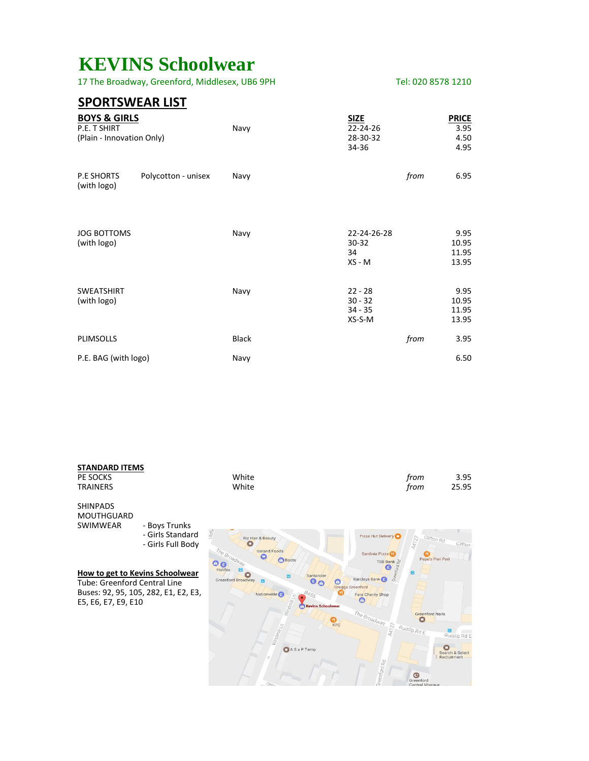# KEVINS Schoolwear

17 The Broadway, Greenford, Middlesex, UB6 9PH

Tel: 020 8578 1210

## SPORTSWEAR LIST

| **BOYS & GIRLS** | | | **SIZE** | | **PRICE** |
|---|---|---|---|---|---|
| P.E. T SHIRT (Plain - Innovation Only) | | Navy | 22-24-26 | | 3.95 |
| | | | 28-30-32 | | 4.50 |
| | | | 34-36 | | 4.95 |
| P.E SHORTS (with logo) | Polycotton - unisex | Navy | | *from* | 6.95 |
| JOG BOTTOMS (with logo) | | Navy | 22-24-26-28 | | 9.95 |
| | | | 30-32 | | 10.95 |
| | | | 34 | | 11.95 |
| | | | XS - M | | 13.95 |
| SWEATSHIRT (with logo) | | Navy | 22 - 28 | | 9.95 |
| | | | 30 - 32 | | 10.95 |
| | | | 34 - 35 | | 11.95 |
| | | | XS-S-M | | 13.95 |
| PLIMSOLLS | | Black | | *from* | 3.95 |
| P.E. BAG (with logo) | | Navy | | | 6.50 |

| **STANDARD ITEMS** | | | |
|---|---|---|---|
| PE SOCKS | White | *from* | 3.95 |
| TRAINERS | White | *from* | 25.95 |

SHINPADS
MOUTHGUARD
SWIMWEAR
- Boys Trunks
- Girls Standard
- Girls Full Body

**How to get to Kevins Schoolwear**

Tube: Greenford Central Line

Buses: 92, 95, 105, 282, E1, E2, E3, E5, E6, E7, E9, E10